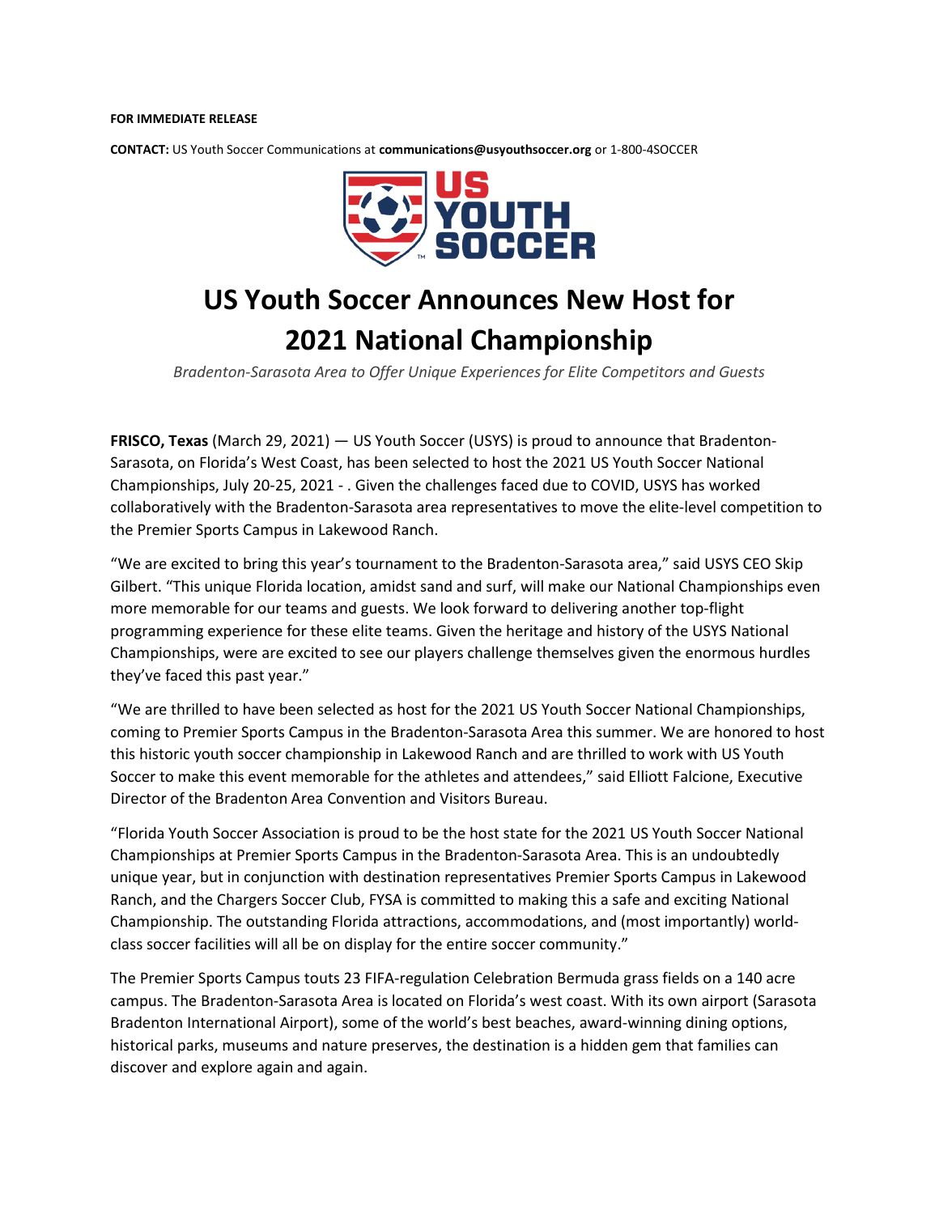**FOR IMMEDIATE RELEASE**

**CONTACT:** US Youth Soccer Communications at **communications@usyouthsoccer.org** or 1-800-4SOCCER

# US Youth Soccer Announces New Host for 2021 National Championship

*Bradenton-Sarasota Area to Offer Unique Experiences for Elite Competitors and Guests*

**FRISCO, Texas** (March 29, 2021) — US Youth Soccer (USYS) is proud to announce that Bradenton-Sarasota, on Florida's West Coast, has been selected to host the 2021 US Youth Soccer National Championships, July 20-25, 2021 - . Given the challenges faced due to COVID, USYS has worked collaboratively with the Bradenton-Sarasota area representatives to move the elite-level competition to the Premier Sports Campus in Lakewood Ranch.

"We are excited to bring this year's tournament to the Bradenton-Sarasota area," said USYS CEO Skip Gilbert. "This unique Florida location, amidst sand and surf, will make our National Championships even more memorable for our teams and guests. We look forward to delivering another top-flight programming experience for these elite teams. Given the heritage and history of the USYS National Championships, were are excited to see our players challenge themselves given the enormous hurdles they've faced this past year."

"We are thrilled to have been selected as host for the 2021 US Youth Soccer National Championships, coming to Premier Sports Campus in the Bradenton-Sarasota Area this summer. We are honored to host this historic youth soccer championship in Lakewood Ranch and are thrilled to work with US Youth Soccer to make this event memorable for the athletes and attendees," said Elliott Falcione, Executive Director of the Bradenton Area Convention and Visitors Bureau.

"Florida Youth Soccer Association is proud to be the host state for the 2021 US Youth Soccer National Championships at Premier Sports Campus in the Bradenton-Sarasota Area. This is an undoubtedly unique year, but in conjunction with destination representatives Premier Sports Campus in Lakewood Ranch, and the Chargers Soccer Club, FYSA is committed to making this a safe and exciting National Championship. The outstanding Florida attractions, accommodations, and (most importantly) world-class soccer facilities will all be on display for the entire soccer community."

The Premier Sports Campus touts 23 FIFA-regulation Celebration Bermuda grass fields on a 140 acre campus. The Bradenton-Sarasota Area is located on Florida's west coast. With its own airport (Sarasota Bradenton International Airport), some of the world's best beaches, award-winning dining options, historical parks, museums and nature preserves, the destination is a hidden gem that families can discover and explore again and again.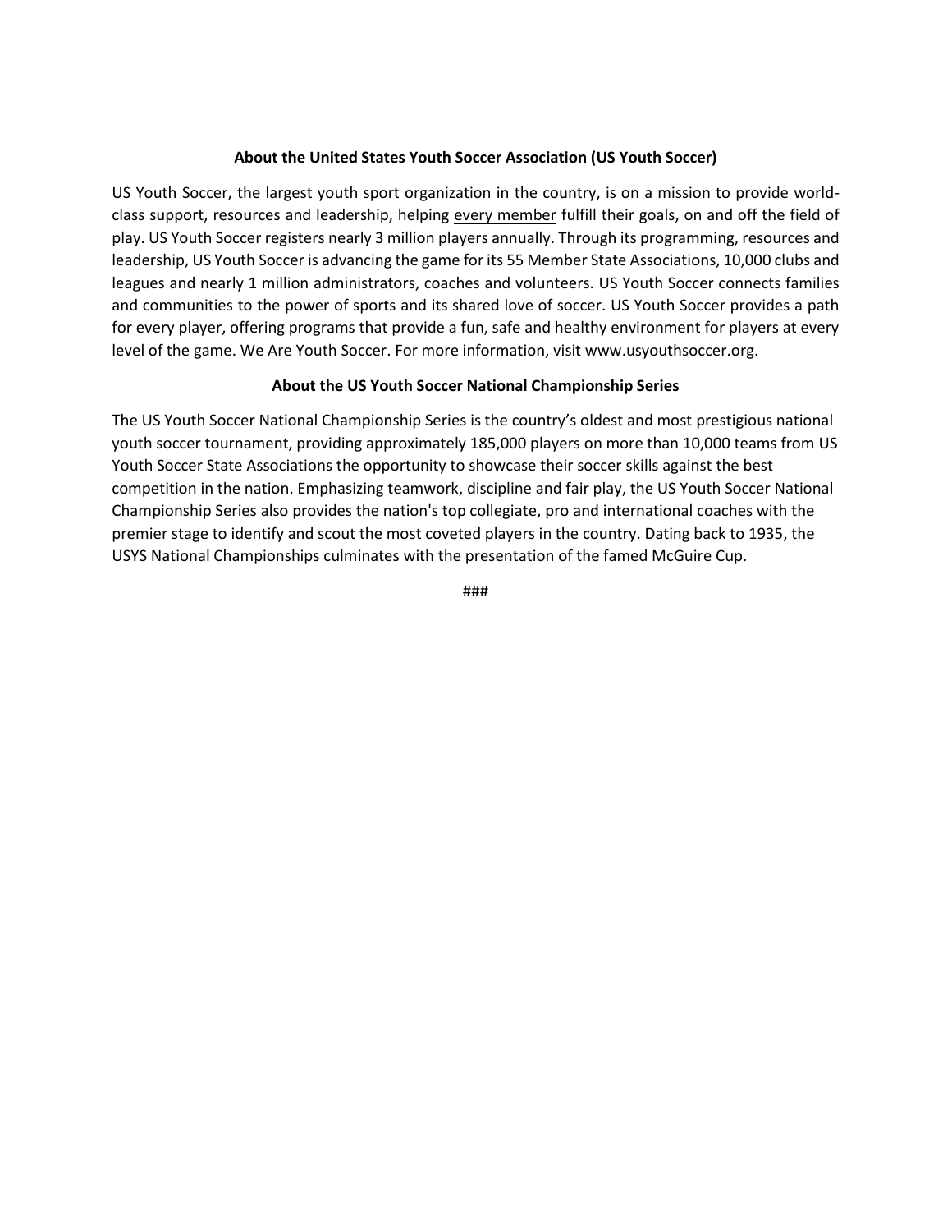**About the United States Youth Soccer Association (US Youth Soccer)**

US Youth Soccer, the largest youth sport organization in the country, is on a mission to provide world-class support, resources and leadership, helping every member fulfill their goals, on and off the field of play. US Youth Soccer registers nearly 3 million players annually. Through its programming, resources and leadership, US Youth Soccer is advancing the game for its 55 Member State Associations, 10,000 clubs and leagues and nearly 1 million administrators, coaches and volunteers. US Youth Soccer connects families and communities to the power of sports and its shared love of soccer. US Youth Soccer provides a path for every player, offering programs that provide a fun, safe and healthy environment for players at every level of the game. We Are Youth Soccer. For more information, visit www.usyouthsoccer.org.

**About the US Youth Soccer National Championship Series**

The US Youth Soccer National Championship Series is the country's oldest and most prestigious national youth soccer tournament, providing approximately 185,000 players on more than 10,000 teams from US Youth Soccer State Associations the opportunity to showcase their soccer skills against the best competition in the nation. Emphasizing teamwork, discipline and fair play, the US Youth Soccer National Championship Series also provides the nation's top collegiate, pro and international coaches with the premier stage to identify and scout the most coveted players in the country. Dating back to 1935, the USYS National Championships culminates with the presentation of the famed McGuire Cup.

###